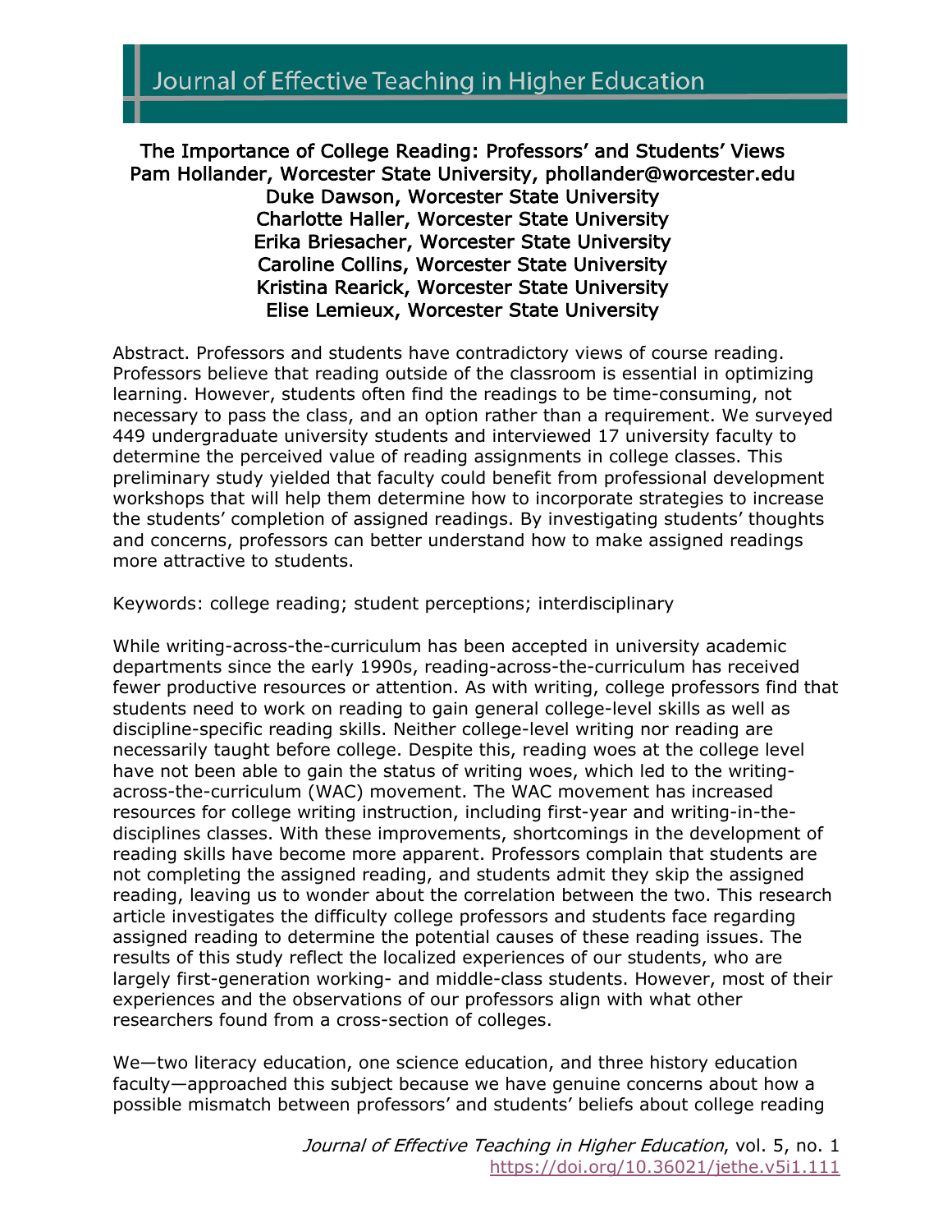# The Importance of College Reading: Professors' and Students' Views

Pam Hollander, Worcester State University, phollander@worcester.edu
Duke Dawson, Worcester State University
Charlotte Haller, Worcester State University
Erika Briesacher, Worcester State University
Caroline Collins, Worcester State University
Kristina Rearick, Worcester State University
Elise Lemieux, Worcester State University

Abstract. Professors and students have contradictory views of course reading. Professors believe that reading outside of the classroom is essential in optimizing learning. However, students often find the readings to be time-consuming, not necessary to pass the class, and an option rather than a requirement. We surveyed 449 undergraduate university students and interviewed 17 university faculty to determine the perceived value of reading assignments in college classes. This preliminary study yielded that faculty could benefit from professional development workshops that will help them determine how to incorporate strategies to increase the students' completion of assigned readings. By investigating students' thoughts and concerns, professors can better understand how to make assigned readings more attractive to students.

Keywords: college reading; student perceptions; interdisciplinary

While writing-across-the-curriculum has been accepted in university academic departments since the early 1990s, reading-across-the-curriculum has received fewer productive resources or attention. As with writing, college professors find that students need to work on reading to gain general college-level skills as well as discipline-specific reading skills. Neither college-level writing nor reading are necessarily taught before college. Despite this, reading woes at the college level have not been able to gain the status of writing woes, which led to the writing-across-the-curriculum (WAC) movement. The WAC movement has increased resources for college writing instruction, including first-year and writing-in-the-disciplines classes. With these improvements, shortcomings in the development of reading skills have become more apparent. Professors complain that students are not completing the assigned reading, and students admit they skip the assigned reading, leaving us to wonder about the correlation between the two. This research article investigates the difficulty college professors and students face regarding assigned reading to determine the potential causes of these reading issues. The results of this study reflect the localized experiences of our students, who are largely first-generation working- and middle-class students. However, most of their experiences and the observations of our professors align with what other researchers found from a cross-section of colleges.

We—two literacy education, one science education, and three history education faculty—approached this subject because we have genuine concerns about how a possible mismatch between professors' and students' beliefs about college reading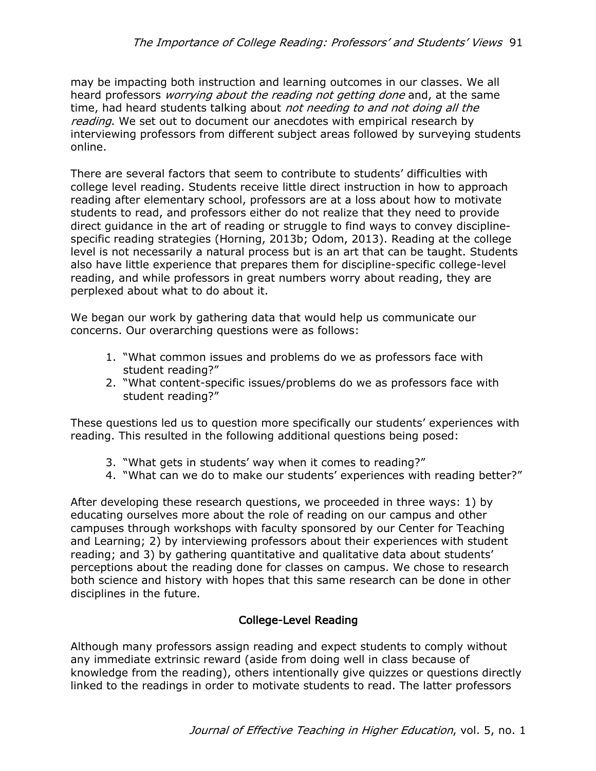may be impacting both instruction and learning outcomes in our classes. We all heard professors *worrying about the reading not getting done* and, at the same time, had heard students talking about *not needing to and not doing all the reading*. We set out to document our anecdotes with empirical research by interviewing professors from different subject areas followed by surveying students online.

There are several factors that seem to contribute to students' difficulties with college level reading. Students receive little direct instruction in how to approach reading after elementary school, professors are at a loss about how to motivate students to read, and professors either do not realize that they need to provide direct guidance in the art of reading or struggle to find ways to convey discipline-specific reading strategies (Horning, 2013b; Odom, 2013). Reading at the college level is not necessarily a natural process but is an art that can be taught. Students also have little experience that prepares them for discipline-specific college-level reading, and while professors in great numbers worry about reading, they are perplexed about what to do about it.

We began our work by gathering data that would help us communicate our concerns. Our overarching questions were as follows:

1. "What common issues and problems do we as professors face with student reading?"
2. "What content-specific issues/problems do we as professors face with student reading?"

These questions led us to question more specifically our students' experiences with reading. This resulted in the following additional questions being posed:

3. "What gets in students' way when it comes to reading?"
4. "What can we do to make our students' experiences with reading better?"

After developing these research questions, we proceeded in three ways: 1) by educating ourselves more about the role of reading on our campus and other campuses through workshops with faculty sponsored by our Center for Teaching and Learning; 2) by interviewing professors about their experiences with student reading; and 3) by gathering quantitative and qualitative data about students' perceptions about the reading done for classes on campus. We chose to research both science and history with hopes that this same research can be done in other disciplines in the future.

## College-Level Reading

Although many professors assign reading and expect students to comply without any immediate extrinsic reward (aside from doing well in class because of knowledge from the reading), others intentionally give quizzes or questions directly linked to the readings in order to motivate students to read. The latter professors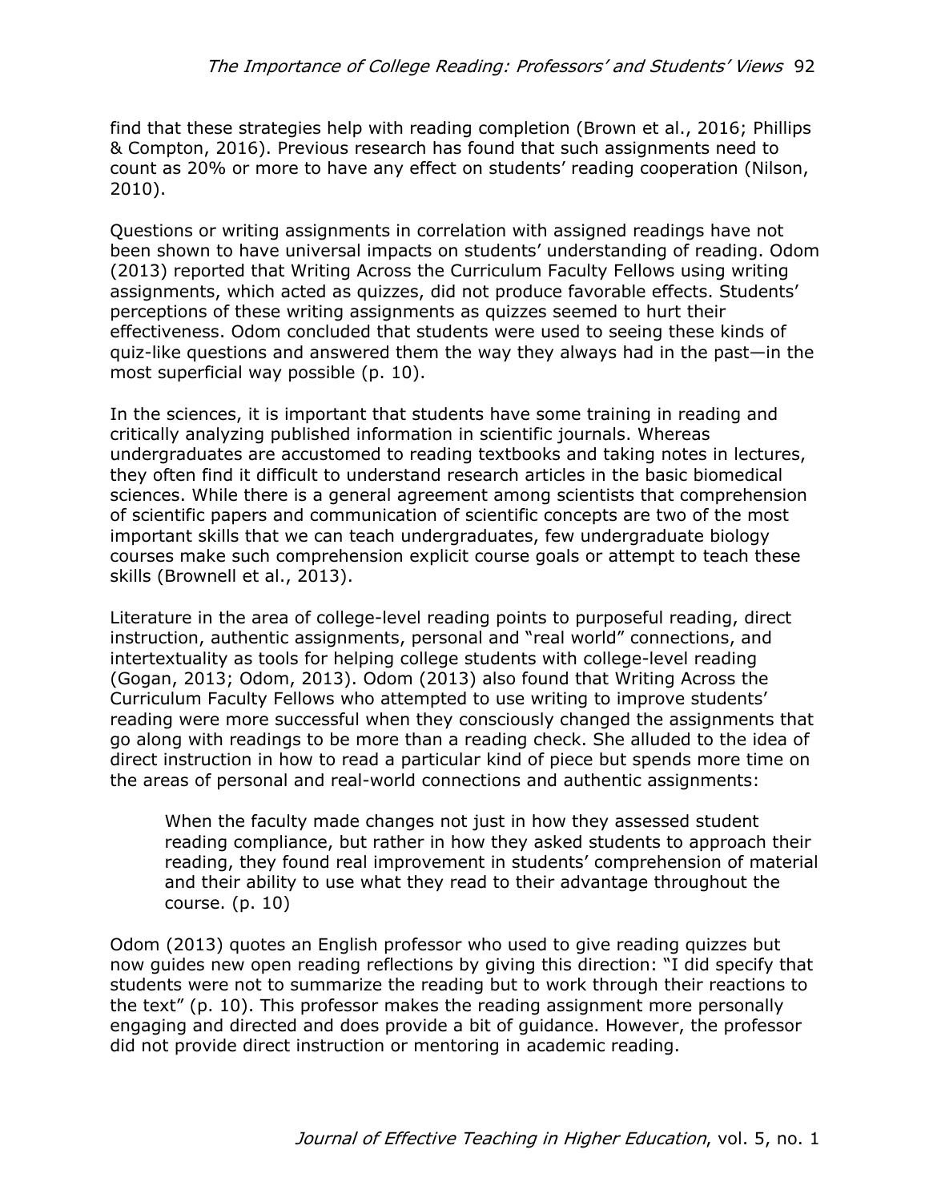find that these strategies help with reading completion (Brown et al., 2016; Phillips & Compton, 2016). Previous research has found that such assignments need to count as 20% or more to have any effect on students' reading cooperation (Nilson, 2010).

Questions or writing assignments in correlation with assigned readings have not been shown to have universal impacts on students' understanding of reading. Odom (2013) reported that Writing Across the Curriculum Faculty Fellows using writing assignments, which acted as quizzes, did not produce favorable effects. Students' perceptions of these writing assignments as quizzes seemed to hurt their effectiveness. Odom concluded that students were used to seeing these kinds of quiz-like questions and answered them the way they always had in the past—in the most superficial way possible (p. 10).

In the sciences, it is important that students have some training in reading and critically analyzing published information in scientific journals. Whereas undergraduates are accustomed to reading textbooks and taking notes in lectures, they often find it difficult to understand research articles in the basic biomedical sciences. While there is a general agreement among scientists that comprehension of scientific papers and communication of scientific concepts are two of the most important skills that we can teach undergraduates, few undergraduate biology courses make such comprehension explicit course goals or attempt to teach these skills (Brownell et al., 2013).

Literature in the area of college-level reading points to purposeful reading, direct instruction, authentic assignments, personal and "real world" connections, and intertextuality as tools for helping college students with college-level reading (Gogan, 2013; Odom, 2013). Odom (2013) also found that Writing Across the Curriculum Faculty Fellows who attempted to use writing to improve students' reading were more successful when they consciously changed the assignments that go along with readings to be more than a reading check. She alluded to the idea of direct instruction in how to read a particular kind of piece but spends more time on the areas of personal and real-world connections and authentic assignments:

> When the faculty made changes not just in how they assessed student reading compliance, but rather in how they asked students to approach their reading, they found real improvement in students' comprehension of material and their ability to use what they read to their advantage throughout the course. (p. 10)

Odom (2013) quotes an English professor who used to give reading quizzes but now guides new open reading reflections by giving this direction: "I did specify that students were not to summarize the reading but to work through their reactions to the text" (p. 10). This professor makes the reading assignment more personally engaging and directed and does provide a bit of guidance. However, the professor did not provide direct instruction or mentoring in academic reading.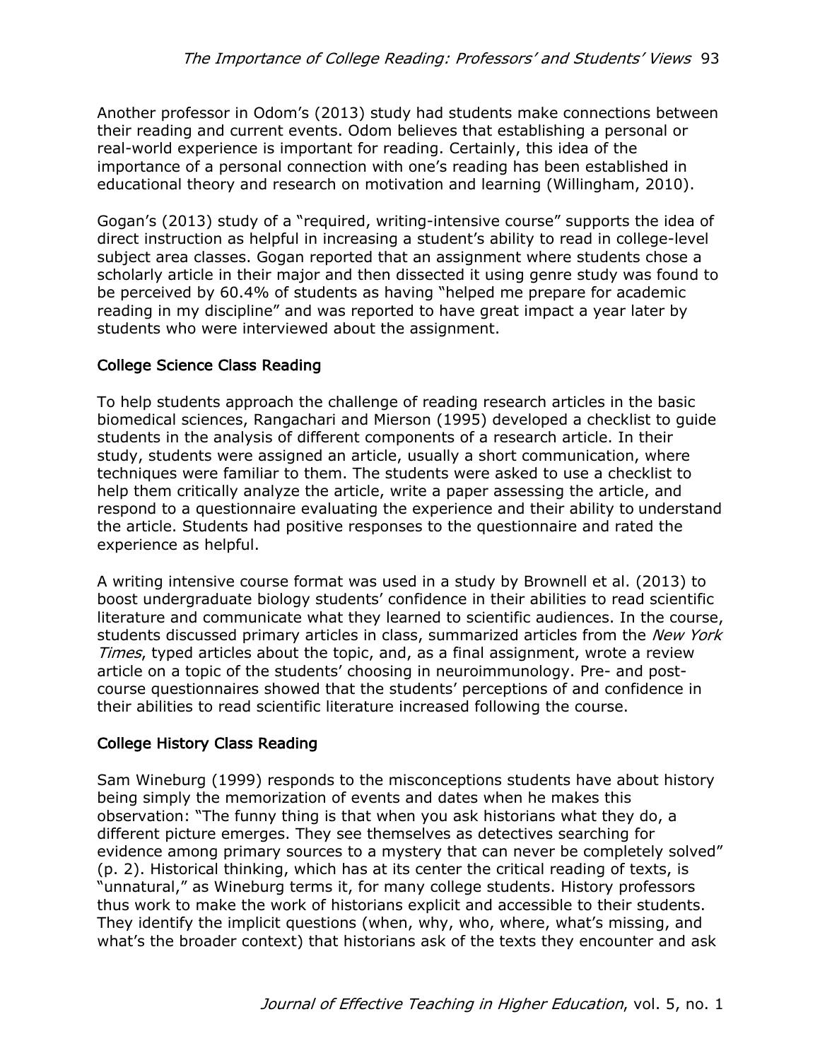Another professor in Odom's (2013) study had students make connections between their reading and current events. Odom believes that establishing a personal or real-world experience is important for reading. Certainly, this idea of the importance of a personal connection with one's reading has been established in educational theory and research on motivation and learning (Willingham, 2010).

Gogan's (2013) study of a "required, writing-intensive course" supports the idea of direct instruction as helpful in increasing a student's ability to read in college-level subject area classes. Gogan reported that an assignment where students chose a scholarly article in their major and then dissected it using genre study was found to be perceived by 60.4% of students as having "helped me prepare for academic reading in my discipline" and was reported to have great impact a year later by students who were interviewed about the assignment.

## College Science Class Reading

To help students approach the challenge of reading research articles in the basic biomedical sciences, Rangachari and Mierson (1995) developed a checklist to guide students in the analysis of different components of a research article. In their study, students were assigned an article, usually a short communication, where techniques were familiar to them. The students were asked to use a checklist to help them critically analyze the article, write a paper assessing the article, and respond to a questionnaire evaluating the experience and their ability to understand the article. Students had positive responses to the questionnaire and rated the experience as helpful.

A writing intensive course format was used in a study by Brownell et al. (2013) to boost undergraduate biology students' confidence in their abilities to read scientific literature and communicate what they learned to scientific audiences. In the course, students discussed primary articles in class, summarized articles from the *New York Times*, typed articles about the topic, and, as a final assignment, wrote a review article on a topic of the students' choosing in neuroimmunology. Pre- and post-course questionnaires showed that the students' perceptions of and confidence in their abilities to read scientific literature increased following the course.

## College History Class Reading

Sam Wineburg (1999) responds to the misconceptions students have about history being simply the memorization of events and dates when he makes this observation: "The funny thing is that when you ask historians what they do, a different picture emerges. They see themselves as detectives searching for evidence among primary sources to a mystery that can never be completely solved" (p. 2). Historical thinking, which has at its center the critical reading of texts, is "unnatural," as Wineburg terms it, for many college students. History professors thus work to make the work of historians explicit and accessible to their students. They identify the implicit questions (when, why, who, where, what's missing, and what's the broader context) that historians ask of the texts they encounter and ask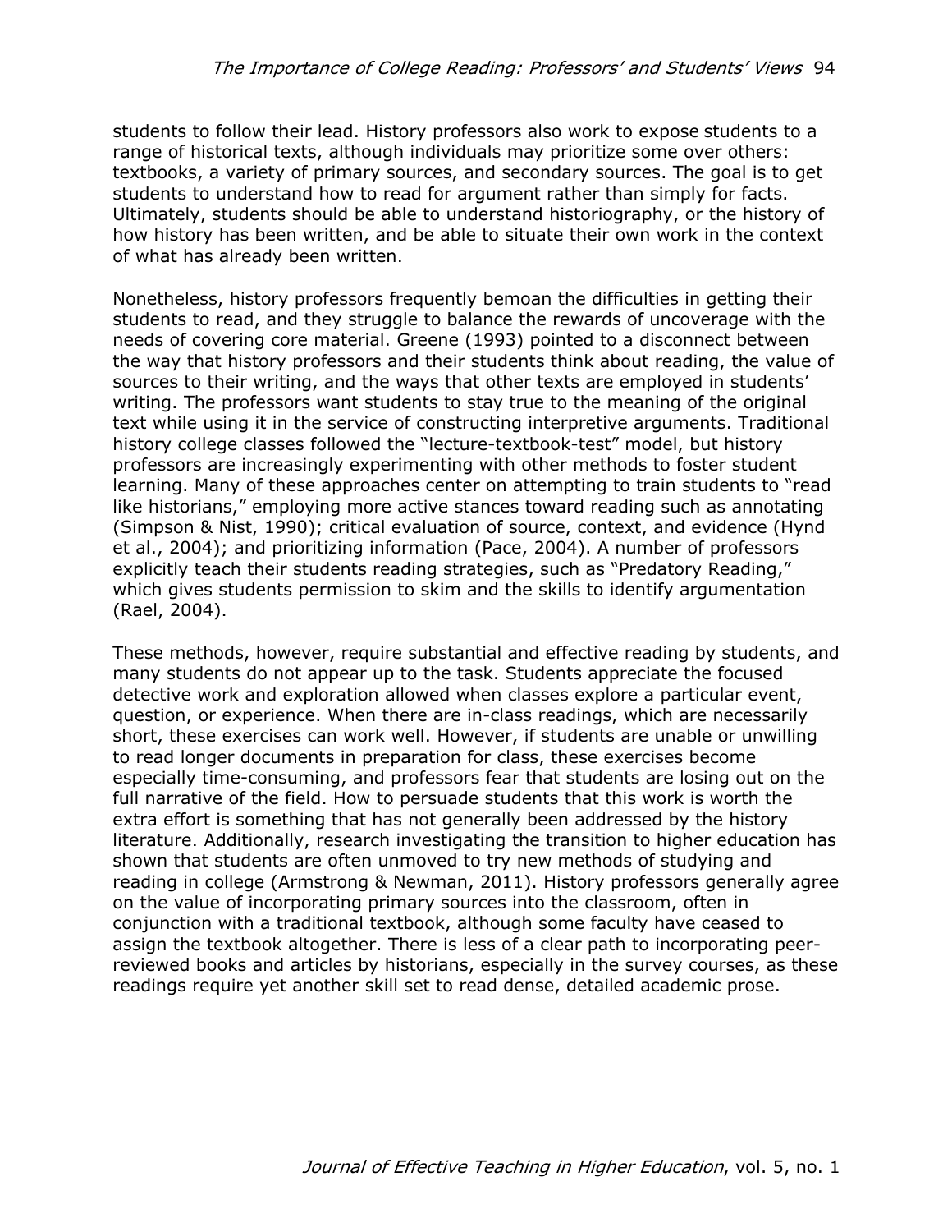students to follow their lead. History professors also work to expose students to a range of historical texts, although individuals may prioritize some over others: textbooks, a variety of primary sources, and secondary sources. The goal is to get students to understand how to read for argument rather than simply for facts. Ultimately, students should be able to understand historiography, or the history of how history has been written, and be able to situate their own work in the context of what has already been written.

Nonetheless, history professors frequently bemoan the difficulties in getting their students to read, and they struggle to balance the rewards of uncoverage with the needs of covering core material. Greene (1993) pointed to a disconnect between the way that history professors and their students think about reading, the value of sources to their writing, and the ways that other texts are employed in students' writing. The professors want students to stay true to the meaning of the original text while using it in the service of constructing interpretive arguments. Traditional history college classes followed the "lecture-textbook-test" model, but history professors are increasingly experimenting with other methods to foster student learning. Many of these approaches center on attempting to train students to "read like historians," employing more active stances toward reading such as annotating (Simpson & Nist, 1990); critical evaluation of source, context, and evidence (Hynd et al., 2004); and prioritizing information (Pace, 2004). A number of professors explicitly teach their students reading strategies, such as "Predatory Reading," which gives students permission to skim and the skills to identify argumentation (Rael, 2004).

These methods, however, require substantial and effective reading by students, and many students do not appear up to the task. Students appreciate the focused detective work and exploration allowed when classes explore a particular event, question, or experience. When there are in-class readings, which are necessarily short, these exercises can work well. However, if students are unable or unwilling to read longer documents in preparation for class, these exercises become especially time-consuming, and professors fear that students are losing out on the full narrative of the field. How to persuade students that this work is worth the extra effort is something that has not generally been addressed by the history literature. Additionally, research investigating the transition to higher education has shown that students are often unmoved to try new methods of studying and reading in college (Armstrong & Newman, 2011). History professors generally agree on the value of incorporating primary sources into the classroom, often in conjunction with a traditional textbook, although some faculty have ceased to assign the textbook altogether. There is less of a clear path to incorporating peer-reviewed books and articles by historians, especially in the survey courses, as these readings require yet another skill set to read dense, detailed academic prose.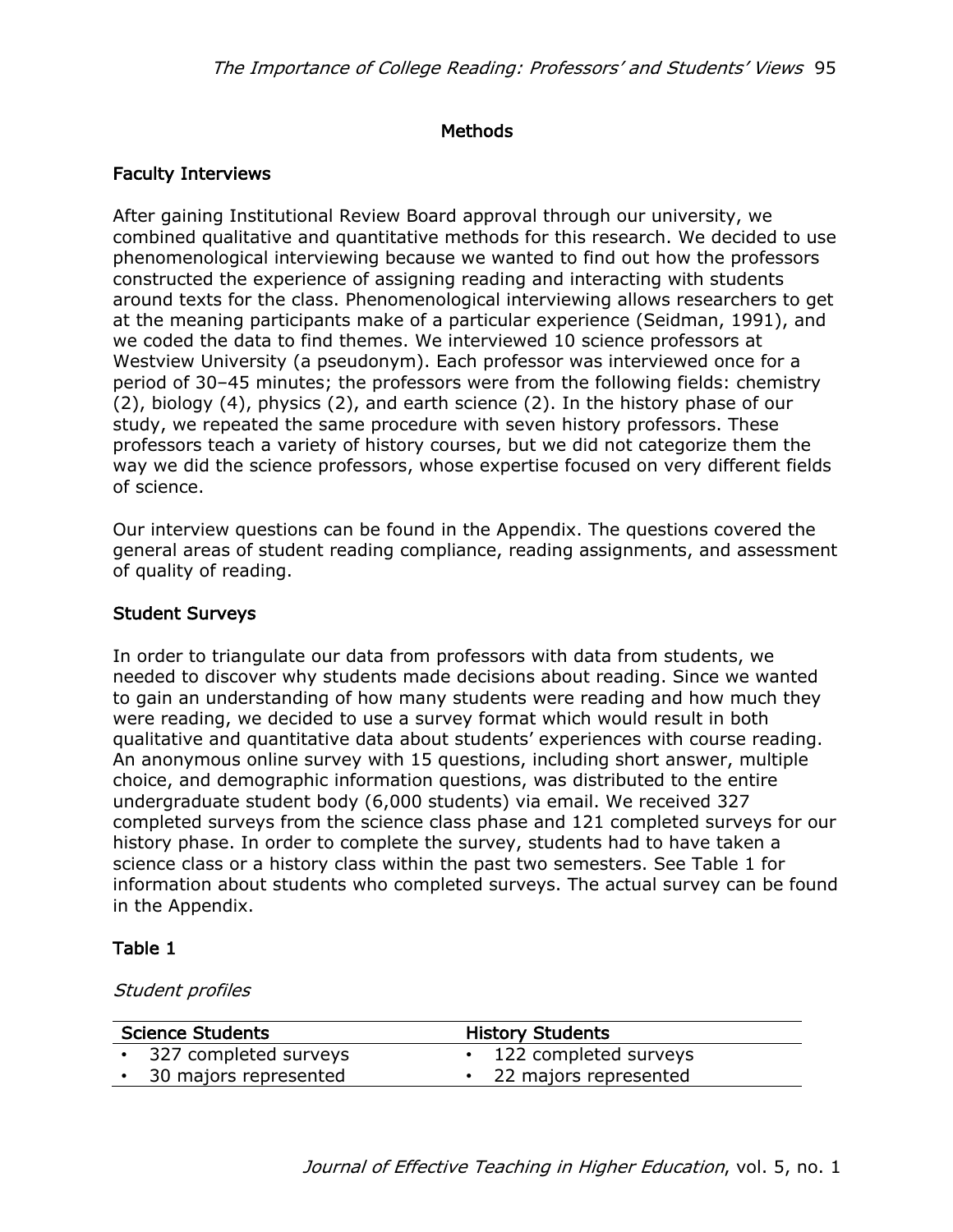## Methods

### Faculty Interviews

After gaining Institutional Review Board approval through our university, we combined qualitative and quantitative methods for this research. We decided to use phenomenological interviewing because we wanted to find out how the professors constructed the experience of assigning reading and interacting with students around texts for the class. Phenomenological interviewing allows researchers to get at the meaning participants make of a particular experience (Seidman, 1991), and we coded the data to find themes. We interviewed 10 science professors at Westview University (a pseudonym). Each professor was interviewed once for a period of 30–45 minutes; the professors were from the following fields: chemistry (2), biology (4), physics (2), and earth science (2). In the history phase of our study, we repeated the same procedure with seven history professors. These professors teach a variety of history courses, but we did not categorize them the way we did the science professors, whose expertise focused on very different fields of science.

Our interview questions can be found in the Appendix. The questions covered the general areas of student reading compliance, reading assignments, and assessment of quality of reading.

### Student Surveys

In order to triangulate our data from professors with data from students, we needed to discover why students made decisions about reading. Since we wanted to gain an understanding of how many students were reading and how much they were reading, we decided to use a survey format which would result in both qualitative and quantitative data about students' experiences with course reading. An anonymous online survey with 15 questions, including short answer, multiple choice, and demographic information questions, was distributed to the entire undergraduate student body (6,000 students) via email. We received 327 completed surveys from the science class phase and 121 completed surveys for our history phase. In order to complete the survey, students had to have taken a science class or a history class within the past two semesters. See Table 1 for information about students who completed surveys. The actual survey can be found in the Appendix.

**Table 1**

*Student profiles*

| Science Students | History Students |
|---|---|
| • 327 completed surveys | • 122 completed surveys |
| • 30 majors represented | • 22 majors represented |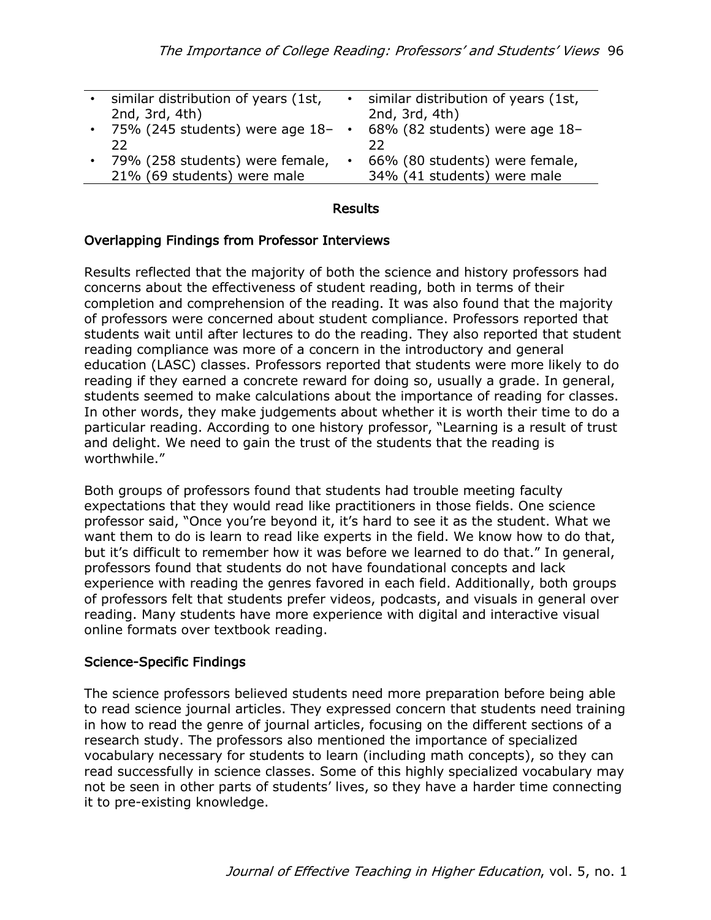| | |
|---|---|
| • similar distribution of years (1st, 2nd, 3rd, 4th) | • similar distribution of years (1st, 2nd, 3rd, 4th) |
| • 75% (245 students) were age 18–22 | • 68% (82 students) were age 18–22 |
| • 79% (258 students) were female, 21% (69 students) were male | • 66% (80 students) were female, 34% (41 students) were male |

## Results

### Overlapping Findings from Professor Interviews

Results reflected that the majority of both the science and history professors had concerns about the effectiveness of student reading, both in terms of their completion and comprehension of the reading. It was also found that the majority of professors were concerned about student compliance. Professors reported that students wait until after lectures to do the reading. They also reported that student reading compliance was more of a concern in the introductory and general education (LASC) classes. Professors reported that students were more likely to do reading if they earned a concrete reward for doing so, usually a grade. In general, students seemed to make calculations about the importance of reading for classes. In other words, they make judgements about whether it is worth their time to do a particular reading. According to one history professor, "Learning is a result of trust and delight. We need to gain the trust of the students that the reading is worthwhile."

Both groups of professors found that students had trouble meeting faculty expectations that they would read like practitioners in those fields. One science professor said, "Once you're beyond it, it's hard to see it as the student. What we want them to do is learn to read like experts in the field. We know how to do that, but it's difficult to remember how it was before we learned to do that." In general, professors found that students do not have foundational concepts and lack experience with reading the genres favored in each field. Additionally, both groups of professors felt that students prefer videos, podcasts, and visuals in general over reading. Many students have more experience with digital and interactive visual online formats over textbook reading.

### Science-Specific Findings

The science professors believed students need more preparation before being able to read science journal articles. They expressed concern that students need training in how to read the genre of journal articles, focusing on the different sections of a research study. The professors also mentioned the importance of specialized vocabulary necessary for students to learn (including math concepts), so they can read successfully in science classes. Some of this highly specialized vocabulary may not be seen in other parts of students' lives, so they have a harder time connecting it to pre-existing knowledge.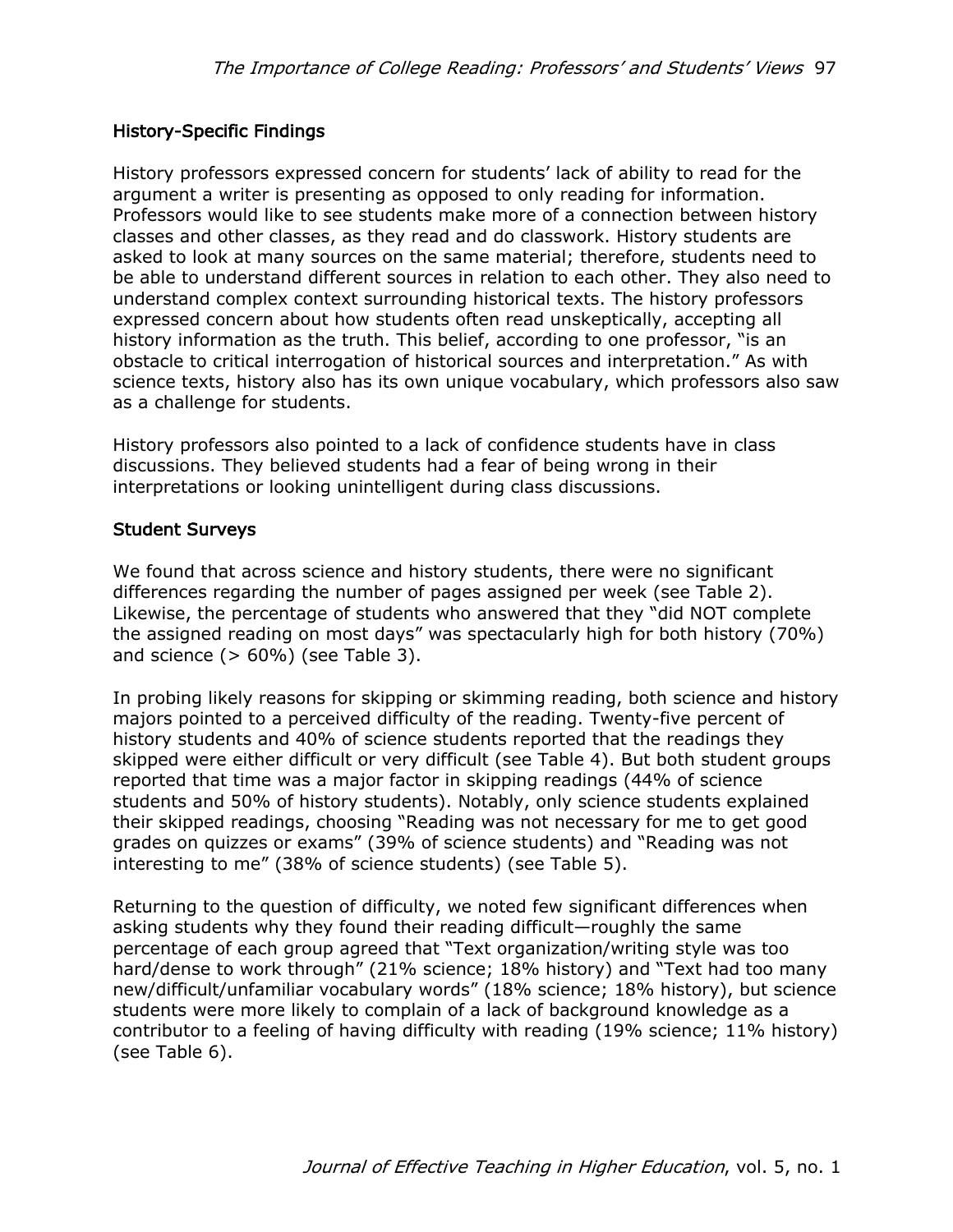### History-Specific Findings

History professors expressed concern for students' lack of ability to read for the argument a writer is presenting as opposed to only reading for information. Professors would like to see students make more of a connection between history classes and other classes, as they read and do classwork. History students are asked to look at many sources on the same material; therefore, students need to be able to understand different sources in relation to each other. They also need to understand complex context surrounding historical texts. The history professors expressed concern about how students often read unskeptically, accepting all history information as the truth. This belief, according to one professor, "is an obstacle to critical interrogation of historical sources and interpretation." As with science texts, history also has its own unique vocabulary, which professors also saw as a challenge for students.

History professors also pointed to a lack of confidence students have in class discussions. They believed students had a fear of being wrong in their interpretations or looking unintelligent during class discussions.

### Student Surveys

We found that across science and history students, there were no significant differences regarding the number of pages assigned per week (see Table 2). Likewise, the percentage of students who answered that they "did NOT complete the assigned reading on most days" was spectacularly high for both history (70%) and science (> 60%) (see Table 3).

In probing likely reasons for skipping or skimming reading, both science and history majors pointed to a perceived difficulty of the reading. Twenty-five percent of history students and 40% of science students reported that the readings they skipped were either difficult or very difficult (see Table 4). But both student groups reported that time was a major factor in skipping readings (44% of science students and 50% of history students). Notably, only science students explained their skipped readings, choosing "Reading was not necessary for me to get good grades on quizzes or exams" (39% of science students) and "Reading was not interesting to me" (38% of science students) (see Table 5).

Returning to the question of difficulty, we noted few significant differences when asking students why they found their reading difficult—roughly the same percentage of each group agreed that "Text organization/writing style was too hard/dense to work through" (21% science; 18% history) and "Text had too many new/difficult/unfamiliar vocabulary words" (18% science; 18% history), but science students were more likely to complain of a lack of background knowledge as a contributor to a feeling of having difficulty with reading (19% science; 11% history) (see Table 6).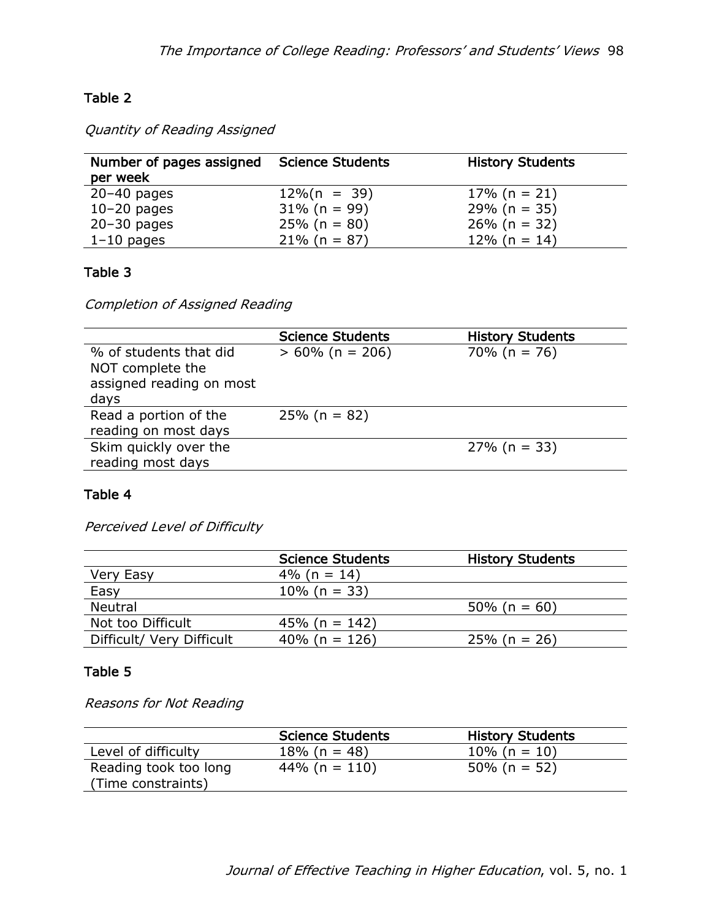Table 2

*Quantity of Reading Assigned*

| Number of pages assigned per week | Science Students | History Students |
| --- | --- | --- |
| 20–40 pages | 12%(n = 39) | 17% (n = 21) |
| 10–20 pages | 31% (n = 99) | 29% (n = 35) |
| 20–30 pages | 25% (n = 80) | 26% (n = 32) |
| 1–10 pages | 21% (n = 87) | 12% (n = 14) |

Table 3

*Completion of Assigned Reading*

| | Science Students | History Students |
| --- | --- | --- |
| % of students that did NOT complete the assigned reading on most days | > 60% (n = 206) | 70% (n = 76) |
| Read a portion of the reading on most days | 25% (n = 82) | |
| Skim quickly over the reading most days | | 27% (n = 33) |

Table 4

*Perceived Level of Difficulty*

| | Science Students | History Students |
| --- | --- | --- |
| Very Easy | 4% (n = 14) | |
| Easy | 10% (n = 33) | |
| Neutral | | 50% (n = 60) |
| Not too Difficult | 45% (n = 142) | |
| Difficult/ Very Difficult | 40% (n = 126) | 25% (n = 26) |

Table 5

*Reasons for Not Reading*

| | Science Students | History Students |
| --- | --- | --- |
| Level of difficulty | 18% (n = 48) | 10% (n = 10) |
| Reading took too long (Time constraints) | 44% (n = 110) | 50% (n = 52) |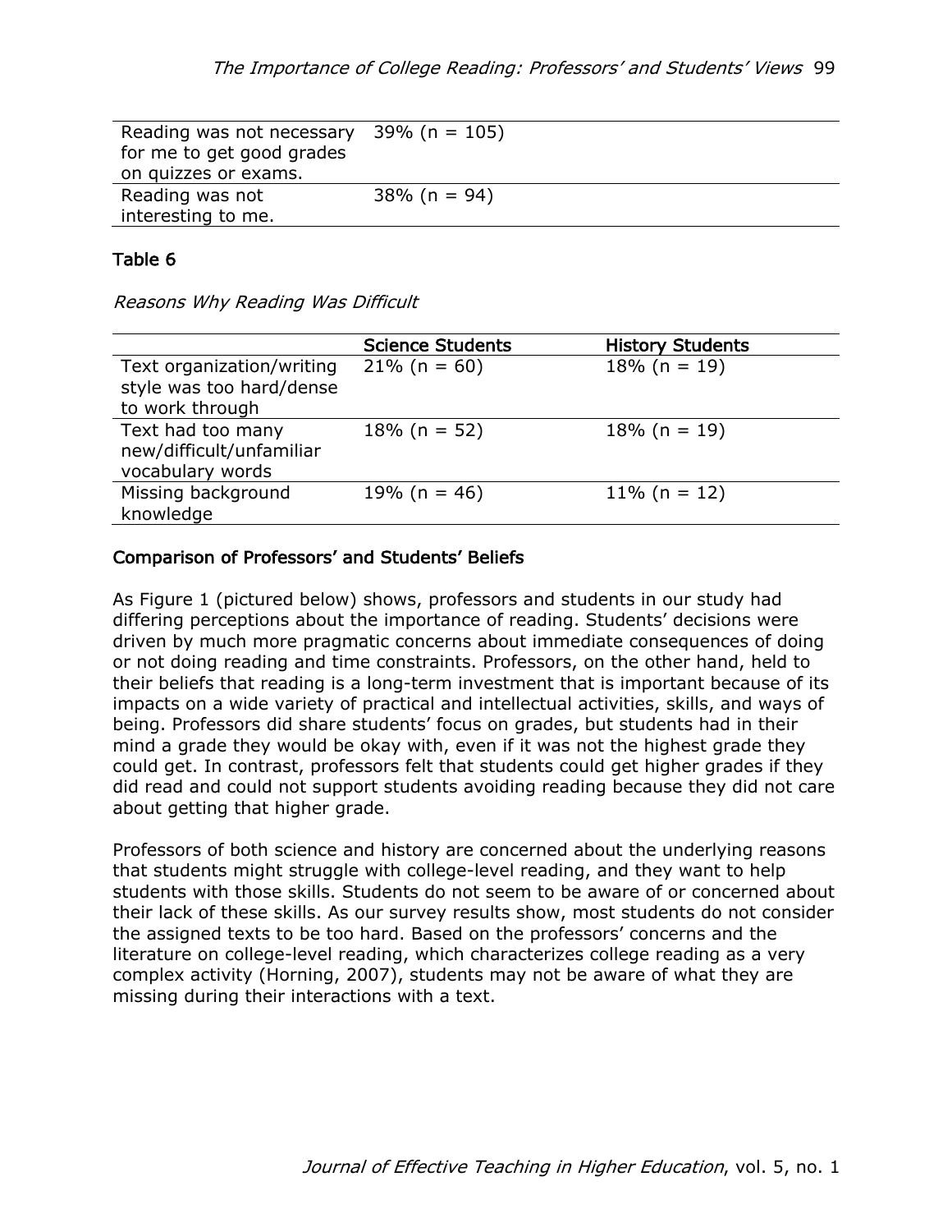| | |
|---|---|
| Reading was not necessary for me to get good grades on quizzes or exams. | 39% (n = 105) |
| Reading was not interesting to me. | 38% (n = 94) |

**Table 6**

*Reasons Why Reading Was Difficult*

| | Science Students | History Students |
|---|---|---|
| Text organization/writing style was too hard/dense to work through | 21% (n = 60) | 18% (n = 19) |
| Text had too many new/difficult/unfamiliar vocabulary words | 18% (n = 52) | 18% (n = 19) |
| Missing background knowledge | 19% (n = 46) | 11% (n = 12) |

## Comparison of Professors' and Students' Beliefs

As Figure 1 (pictured below) shows, professors and students in our study had differing perceptions about the importance of reading. Students' decisions were driven by much more pragmatic concerns about immediate consequences of doing or not doing reading and time constraints. Professors, on the other hand, held to their beliefs that reading is a long-term investment that is important because of its impacts on a wide variety of practical and intellectual activities, skills, and ways of being. Professors did share students' focus on grades, but students had in their mind a grade they would be okay with, even if it was not the highest grade they could get. In contrast, professors felt that students could get higher grades if they did read and could not support students avoiding reading because they did not care about getting that higher grade.

Professors of both science and history are concerned about the underlying reasons that students might struggle with college-level reading, and they want to help students with those skills. Students do not seem to be aware of or concerned about their lack of these skills. As our survey results show, most students do not consider the assigned texts to be too hard. Based on the professors' concerns and the literature on college-level reading, which characterizes college reading as a very complex activity (Horning, 2007), students may not be aware of what they are missing during their interactions with a text.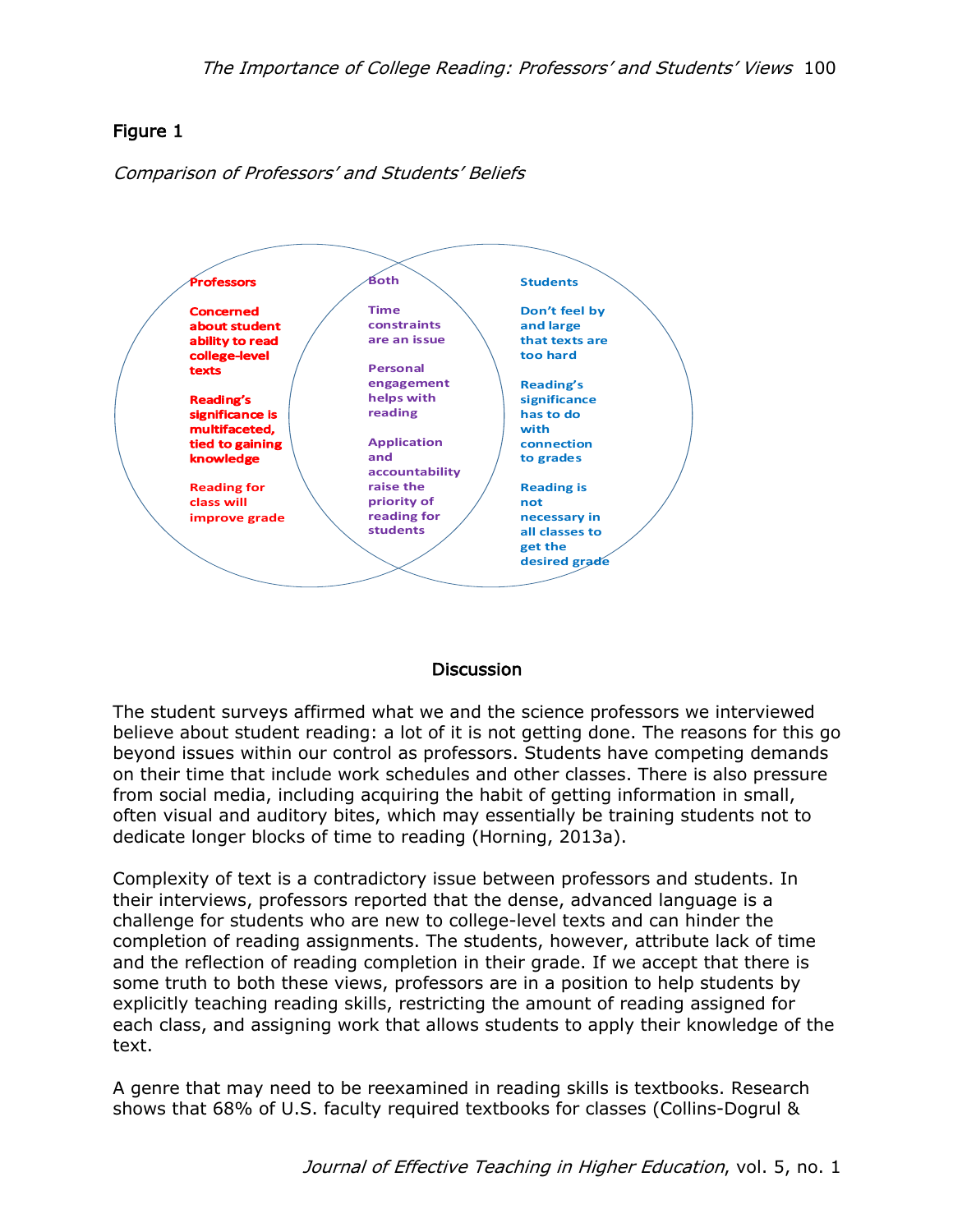Figure 1

*Comparison of Professors' and Students' Beliefs*

**Professors**

- Concerned about student ability to read college-level texts
- Reading's significance is multifaceted, tied to gaining knowledge
- Reading for class will improve grade

**Both**

- Time constraints are an issue
- Personal engagement helps with reading
- Application and accountability raise the priority of reading for students

**Students**

- Don't feel by and large that texts are too hard
- Reading's significance has to do with connection to grades
- Reading is not necessary in all classes to get the desired grade

## Discussion

The student surveys affirmed what we and the science professors we interviewed believe about student reading: a lot of it is not getting done. The reasons for this go beyond issues within our control as professors. Students have competing demands on their time that include work schedules and other classes. There is also pressure from social media, including acquiring the habit of getting information in small, often visual and auditory bites, which may essentially be training students not to dedicate longer blocks of time to reading (Horning, 2013a).

Complexity of text is a contradictory issue between professors and students. In their interviews, professors reported that the dense, advanced language is a challenge for students who are new to college-level texts and can hinder the completion of reading assignments. The students, however, attribute lack of time and the reflection of reading completion in their grade. If we accept that there is some truth to both these views, professors are in a position to help students by explicitly teaching reading skills, restricting the amount of reading assigned for each class, and assigning work that allows students to apply their knowledge of the text.

A genre that may need to be reexamined in reading skills is textbooks. Research shows that 68% of U.S. faculty required textbooks for classes (Collins-Dogrul &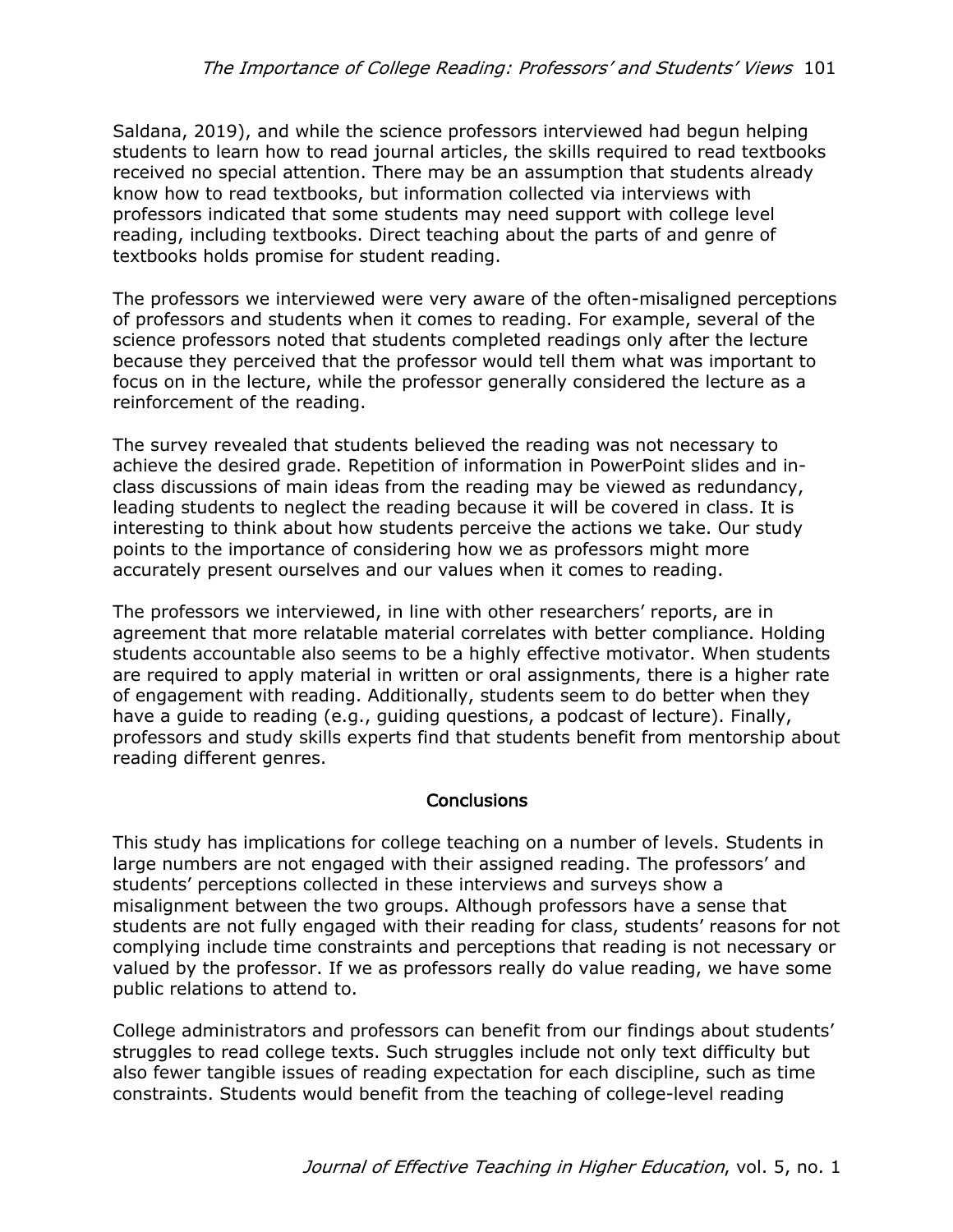Saldana, 2019), and while the science professors interviewed had begun helping students to learn how to read journal articles, the skills required to read textbooks received no special attention. There may be an assumption that students already know how to read textbooks, but information collected via interviews with professors indicated that some students may need support with college level reading, including textbooks. Direct teaching about the parts of and genre of textbooks holds promise for student reading.

The professors we interviewed were very aware of the often-misaligned perceptions of professors and students when it comes to reading. For example, several of the science professors noted that students completed readings only after the lecture because they perceived that the professor would tell them what was important to focus on in the lecture, while the professor generally considered the lecture as a reinforcement of the reading.

The survey revealed that students believed the reading was not necessary to achieve the desired grade. Repetition of information in PowerPoint slides and in-class discussions of main ideas from the reading may be viewed as redundancy, leading students to neglect the reading because it will be covered in class. It is interesting to think about how students perceive the actions we take. Our study points to the importance of considering how we as professors might more accurately present ourselves and our values when it comes to reading.

The professors we interviewed, in line with other researchers' reports, are in agreement that more relatable material correlates with better compliance. Holding students accountable also seems to be a highly effective motivator. When students are required to apply material in written or oral assignments, there is a higher rate of engagement with reading. Additionally, students seem to do better when they have a guide to reading (e.g., guiding questions, a podcast of lecture). Finally, professors and study skills experts find that students benefit from mentorship about reading different genres.

## Conclusions

This study has implications for college teaching on a number of levels. Students in large numbers are not engaged with their assigned reading. The professors' and students' perceptions collected in these interviews and surveys show a misalignment between the two groups. Although professors have a sense that students are not fully engaged with their reading for class, students' reasons for not complying include time constraints and perceptions that reading is not necessary or valued by the professor. If we as professors really do value reading, we have some public relations to attend to.

College administrators and professors can benefit from our findings about students' struggles to read college texts. Such struggles include not only text difficulty but also fewer tangible issues of reading expectation for each discipline, such as time constraints. Students would benefit from the teaching of college-level reading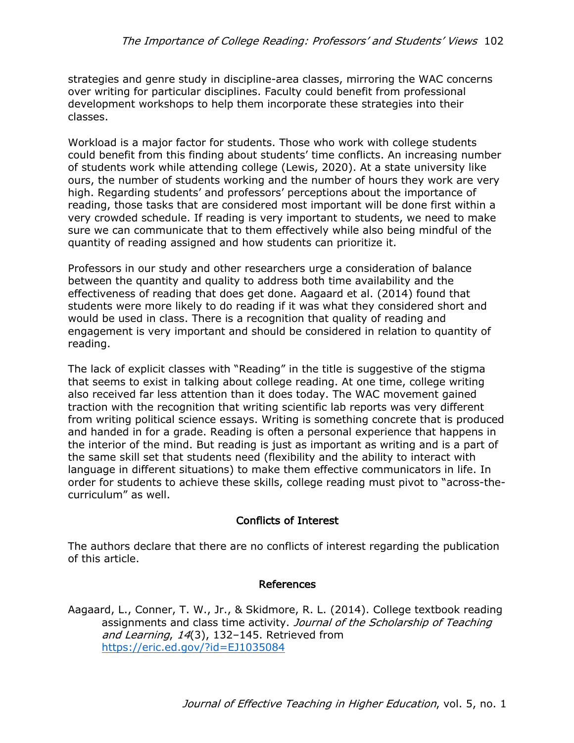strategies and genre study in discipline-area classes, mirroring the WAC concerns over writing for particular disciplines. Faculty could benefit from professional development workshops to help them incorporate these strategies into their classes.

Workload is a major factor for students. Those who work with college students could benefit from this finding about students' time conflicts. An increasing number of students work while attending college (Lewis, 2020). At a state university like ours, the number of students working and the number of hours they work are very high. Regarding students' and professors' perceptions about the importance of reading, those tasks that are considered most important will be done first within a very crowded schedule. If reading is very important to students, we need to make sure we can communicate that to them effectively while also being mindful of the quantity of reading assigned and how students can prioritize it.

Professors in our study and other researchers urge a consideration of balance between the quantity and quality to address both time availability and the effectiveness of reading that does get done. Aagaard et al. (2014) found that students were more likely to do reading if it was what they considered short and would be used in class. There is a recognition that quality of reading and engagement is very important and should be considered in relation to quantity of reading.

The lack of explicit classes with "Reading" in the title is suggestive of the stigma that seems to exist in talking about college reading. At one time, college writing also received far less attention than it does today. The WAC movement gained traction with the recognition that writing scientific lab reports was very different from writing political science essays. Writing is something concrete that is produced and handed in for a grade. Reading is often a personal experience that happens in the interior of the mind. But reading is just as important as writing and is a part of the same skill set that students need (flexibility and the ability to interact with language in different situations) to make them effective communicators in life. In order for students to achieve these skills, college reading must pivot to "across-the-curriculum" as well.

## Conflicts of Interest

The authors declare that there are no conflicts of interest regarding the publication of this article.

## References

Aagaard, L., Conner, T. W., Jr., & Skidmore, R. L. (2014). College textbook reading assignments and class time activity. *Journal of the Scholarship of Teaching and Learning*, *14*(3), 132–145. Retrieved from https://eric.ed.gov/?id=EJ1035084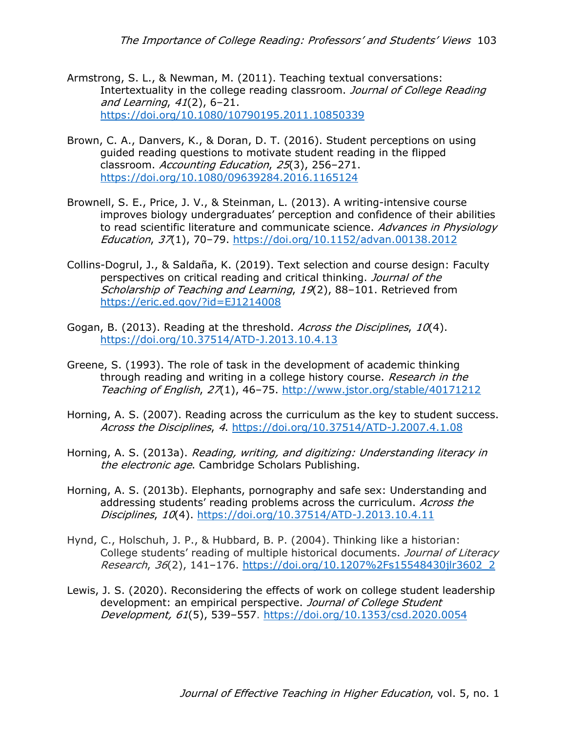Armstrong, S. L., & Newman, M. (2011). Teaching textual conversations: Intertextuality in the college reading classroom. *Journal of College Reading and Learning*, *41*(2), 6–21. https://doi.org/10.1080/10790195.2011.10850339

Brown, C. A., Danvers, K., & Doran, D. T. (2016). Student perceptions on using guided reading questions to motivate student reading in the flipped classroom. *Accounting Education*, *25*(3), 256–271. https://doi.org/10.1080/09639284.2016.1165124

Brownell, S. E., Price, J. V., & Steinman, L. (2013). A writing-intensive course improves biology undergraduates' perception and confidence of their abilities to read scientific literature and communicate science. *Advances in Physiology Education*, *37*(1), 70–79. https://doi.org/10.1152/advan.00138.2012

Collins-Dogrul, J., & Saldaña, K. (2019). Text selection and course design: Faculty perspectives on critical reading and critical thinking. *Journal of the Scholarship of Teaching and Learning*, *19*(2), 88–101. Retrieved from https://eric.ed.gov/?id=EJ1214008

Gogan, B. (2013). Reading at the threshold. *Across the Disciplines*, *10*(4). https://doi.org/10.37514/ATD-J.2013.10.4.13

Greene, S. (1993). The role of task in the development of academic thinking through reading and writing in a college history course. *Research in the Teaching of English*, *27*(1), 46–75. http://www.jstor.org/stable/40171212

Horning, A. S. (2007). Reading across the curriculum as the key to student success. *Across the Disciplines*, *4*. https://doi.org/10.37514/ATD-J.2007.4.1.08

Horning, A. S. (2013a). *Reading, writing, and digitizing: Understanding literacy in the electronic age*. Cambridge Scholars Publishing.

Horning, A. S. (2013b). Elephants, pornography and safe sex: Understanding and addressing students' reading problems across the curriculum. *Across the Disciplines*, *10*(4). https://doi.org/10.37514/ATD-J.2013.10.4.11

Hynd, C., Holschuh, J. P., & Hubbard, B. P. (2004). Thinking like a historian: College students' reading of multiple historical documents. *Journal of Literacy Research*, *36*(2), 141–176. https://doi.org/10.1207%2Fs15548430jlr3602_2

Lewis, J. S. (2020). Reconsidering the effects of work on college student leadership development: an empirical perspective. *Journal of College Student Development, 61*(5), 539–557. https://doi.org/10.1353/csd.2020.0054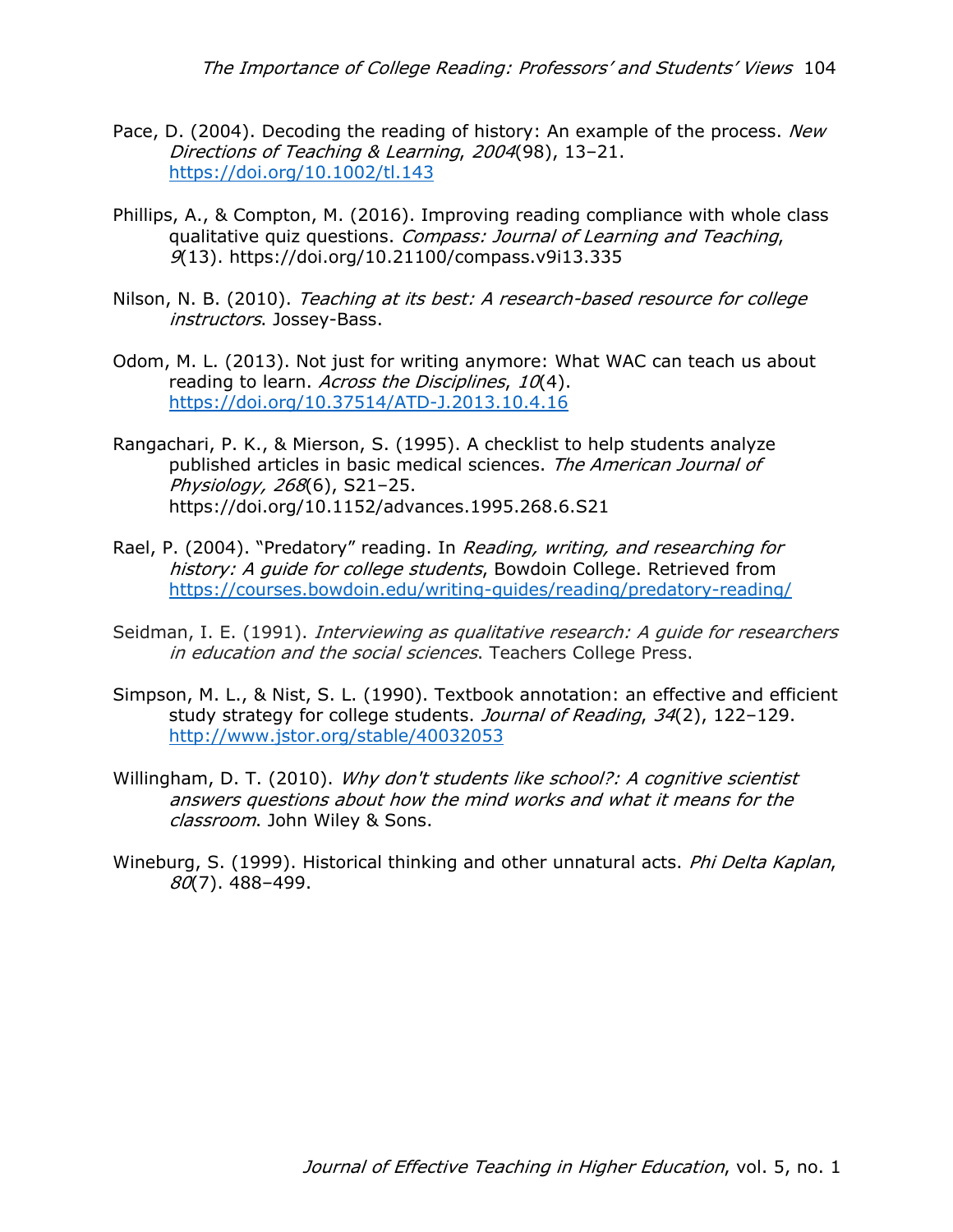Pace, D. (2004). Decoding the reading of history: An example of the process. *New Directions of Teaching & Learning*, *2004*(98), 13–21. https://doi.org/10.1002/tl.143

Phillips, A., & Compton, M. (2016). Improving reading compliance with whole class qualitative quiz questions. *Compass: Journal of Learning and Teaching*, *9*(13). https://doi.org/10.21100/compass.v9i13.335

Nilson, N. B. (2010). *Teaching at its best: A research-based resource for college instructors*. Jossey-Bass.

Odom, M. L. (2013). Not just for writing anymore: What WAC can teach us about reading to learn. *Across the Disciplines*, *10*(4). https://doi.org/10.37514/ATD-J.2013.10.4.16

Rangachari, P. K., & Mierson, S. (1995). A checklist to help students analyze published articles in basic medical sciences. *The American Journal of Physiology, 268*(6), S21–25. https://doi.org/10.1152/advances.1995.268.6.S21

Rael, P. (2004). "Predatory" reading. In *Reading, writing, and researching for history: A guide for college students*, Bowdoin College. Retrieved from https://courses.bowdoin.edu/writing-guides/reading/predatory-reading/

Seidman, I. E. (1991). *Interviewing as qualitative research: A guide for researchers in education and the social sciences*. Teachers College Press.

Simpson, M. L., & Nist, S. L. (1990). Textbook annotation: an effective and efficient study strategy for college students. *Journal of Reading*, *34*(2), 122–129. http://www.jstor.org/stable/40032053

Willingham, D. T. (2010). *Why don't students like school?: A cognitive scientist answers questions about how the mind works and what it means for the classroom*. John Wiley & Sons.

Wineburg, S. (1999). Historical thinking and other unnatural acts. *Phi Delta Kaplan*, *80*(7). 488–499.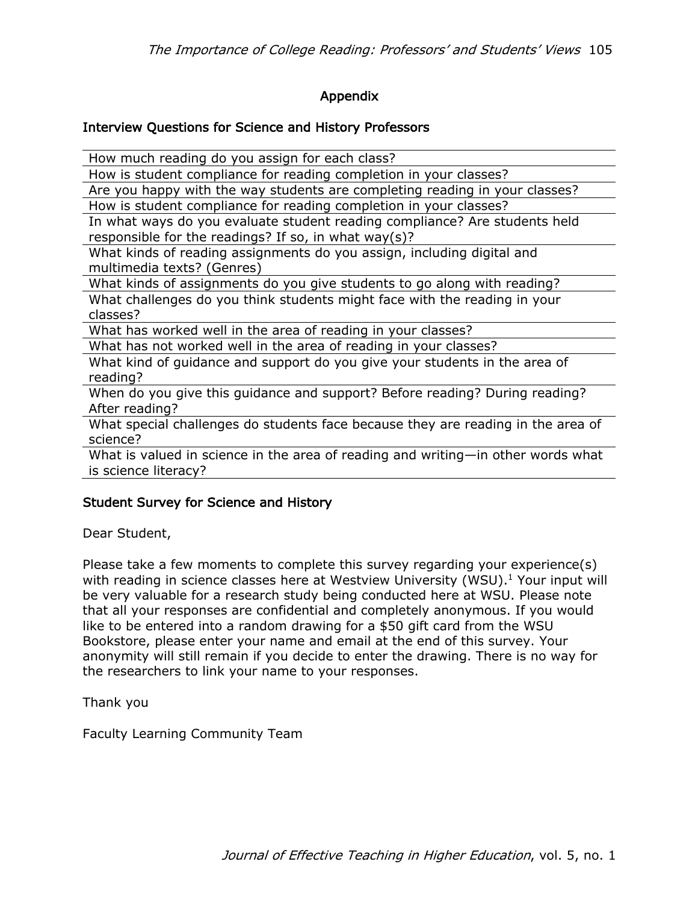## Appendix

### Interview Questions for Science and History Professors

| How much reading do you assign for each class? |
|---|
| How is student compliance for reading completion in your classes? |
| Are you happy with the way students are completing reading in your classes? |
| How is student compliance for reading completion in your classes? |
| In what ways do you evaluate student reading compliance? Are students held responsible for the readings? If so, in what way(s)? |
| What kinds of reading assignments do you assign, including digital and multimedia texts? (Genres) |
| What kinds of assignments do you give students to go along with reading? |
| What challenges do you think students might face with the reading in your classes? |
| What has worked well in the area of reading in your classes? |
| What has not worked well in the area of reading in your classes? |
| What kind of guidance and support do you give your students in the area of reading? |
| When do you give this guidance and support? Before reading? During reading? After reading? |
| What special challenges do students face because they are reading in the area of science? |
| What is valued in science in the area of reading and writing—in other words what is science literacy? |

### Student Survey for Science and History

Dear Student,

Please take a few moments to complete this survey regarding your experience(s) with reading in science classes here at Westview University (WSU).[1] Your input will be very valuable for a research study being conducted here at WSU. Please note that all your responses are confidential and completely anonymous. If you would like to be entered into a random drawing for a $50 gift card from the WSU Bookstore, please enter your name and email at the end of this survey. Your anonymity will still remain if you decide to enter the drawing. There is no way for the researchers to link your name to your responses.

Thank you

Faculty Learning Community Team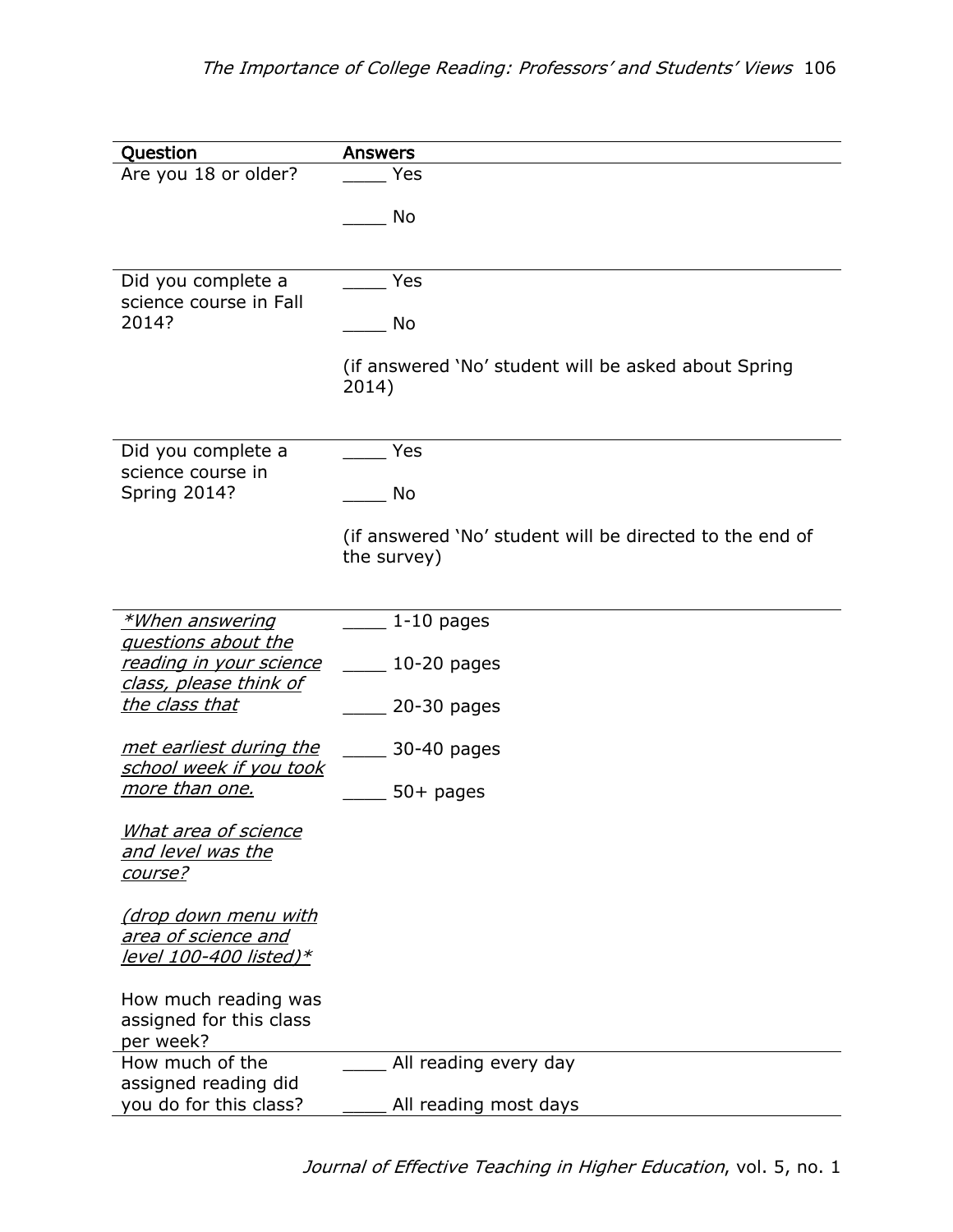| Question | Answers |
|---|---|
| Are you 18 or older? | ____ Yes<br><br>____ No |
| Did you complete a science course in Fall 2014? | ____ Yes<br><br>____ No<br><br>(if answered 'No' student will be asked about Spring 2014) |
| Did you complete a science course in Spring 2014? | ____ Yes<br><br>____ No<br><br>(if answered 'No' student will be directed to the end of the survey) |
| *\*When answering questions about the reading in your science class, please think of the class that*<br><br>*met earliest during the school week if you took more than one.*<br><br>*What area of science and level was the course?*<br><br>*(drop down menu with area of science and level 100-400 listed)\**<br><br>How much reading was assigned for this class per week? | ____ 1-10 pages<br><br>____ 10-20 pages<br><br>____ 20-30 pages<br><br>____ 30-40 pages<br><br>____ 50+ pages |
| How much of the assigned reading did you do for this class? | ____ All reading every day<br><br>____ All reading most days |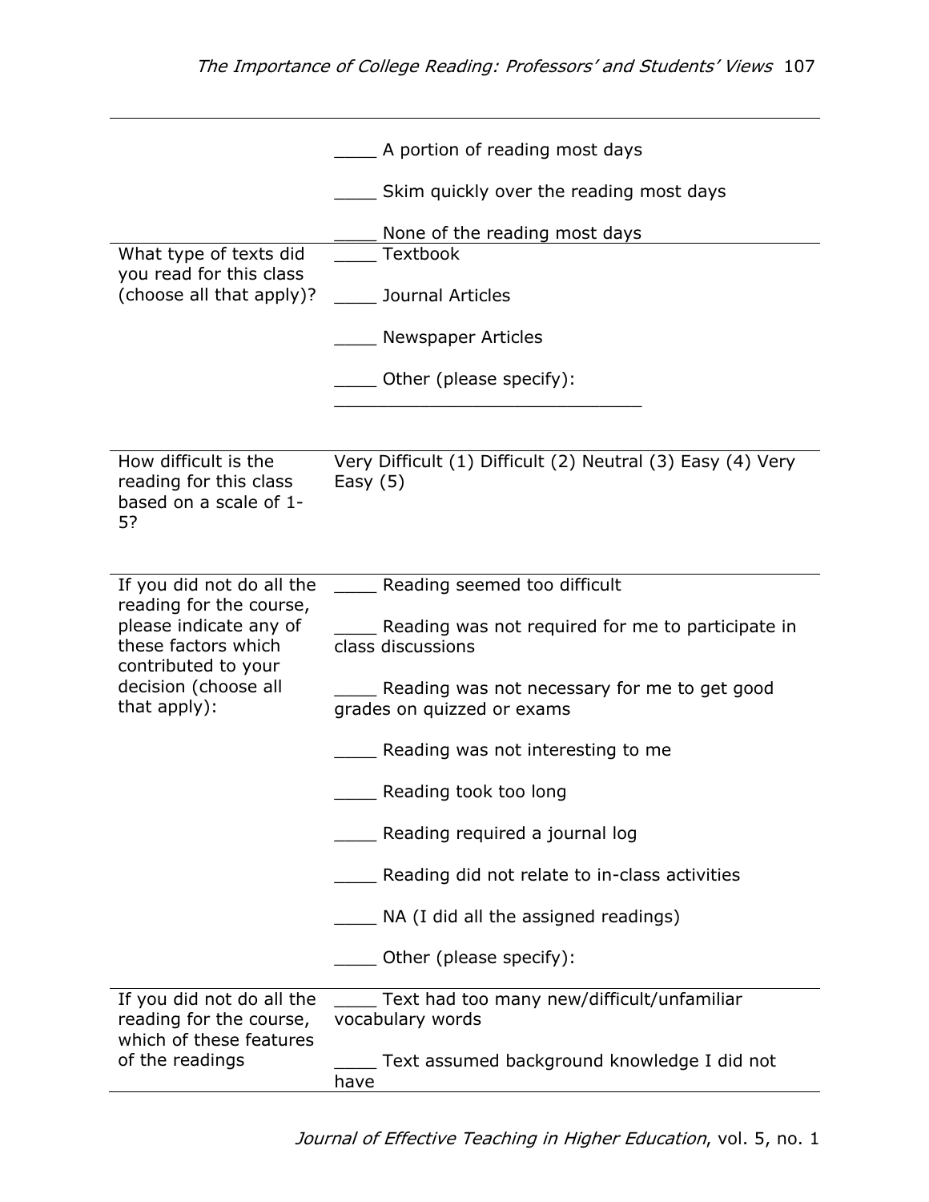| | |
|---|---|
| | ____ A portion of reading most days<br><br>____ Skim quickly over the reading most days<br><br>____ None of the reading most days |
| What type of texts did you read for this class (choose all that apply)? | ____ Textbook<br><br>____ Journal Articles<br><br>____ Newspaper Articles<br><br>____ Other (please specify): ______________________________ |
| How difficult is the reading for this class based on a scale of 1-5? | Very Difficult (1) Difficult (2) Neutral (3) Easy (4) Very Easy (5) |
| If you did not do all the reading for the course, please indicate any of these factors which contributed to your decision (choose all that apply): | ____ Reading seemed too difficult<br><br>____ Reading was not required for me to participate in class discussions<br><br>____ Reading was not necessary for me to get good grades on quizzed or exams<br><br>____ Reading was not interesting to me<br><br>____ Reading took too long<br><br>____ Reading required a journal log<br><br>____ Reading did not relate to in-class activities<br><br>____ NA (I did all the assigned readings)<br><br>____ Other (please specify): |
| If you did not do all the reading for the course, which of these features of the readings | ____ Text had too many new/difficult/unfamiliar vocabulary words<br><br>____ Text assumed background knowledge I did not have |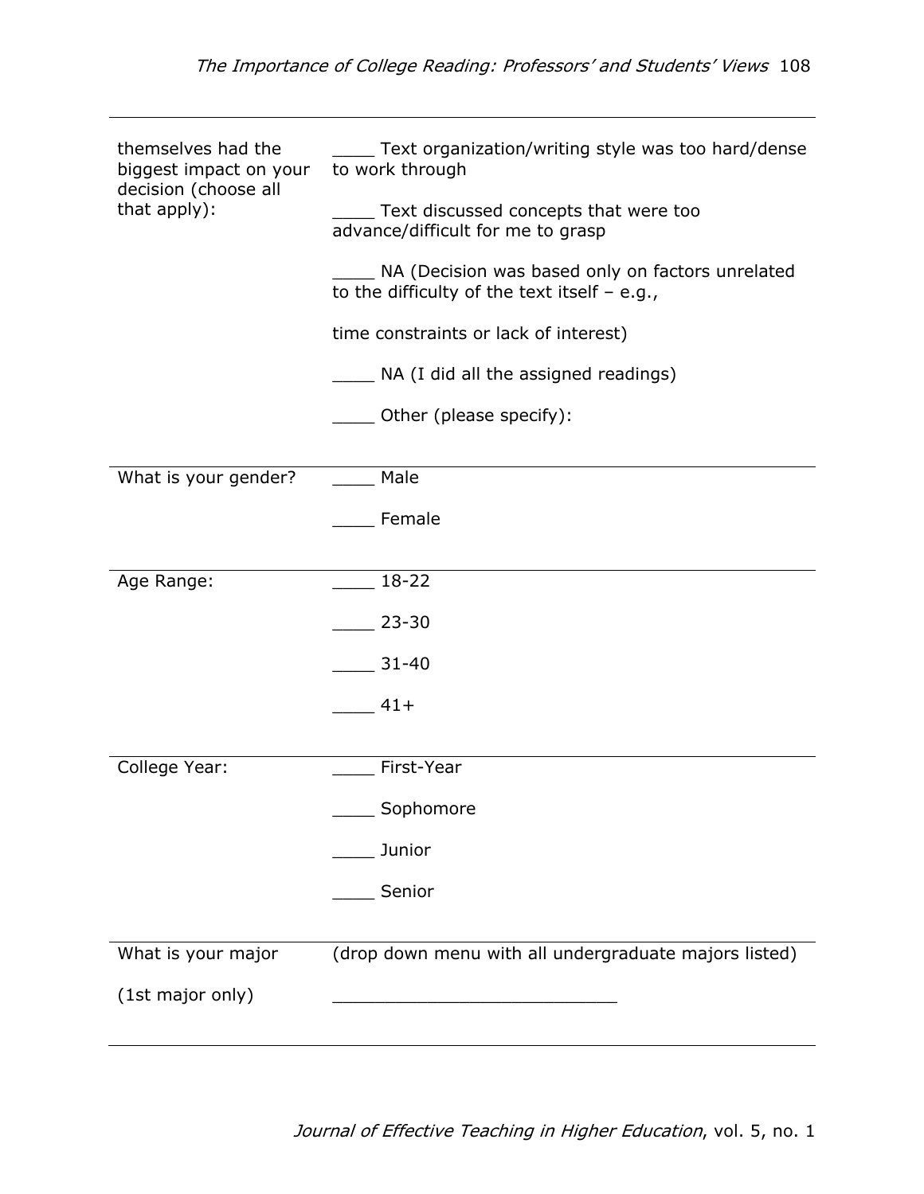| | |
|---|---|
| themselves had the biggest impact on your decision (choose all that apply): | ____ Text organization/writing style was too hard/dense to work through<br><br>____ Text discussed concepts that were too advance/difficult for me to grasp<br><br>____ NA (Decision was based only on factors unrelated to the difficulty of the text itself – e.g.,<br><br>time constraints or lack of interest)<br><br>____ NA (I did all the assigned readings)<br><br>____ Other (please specify): |
| What is your gender? | ____ Male<br><br>____ Female |
| Age Range: | ____ 18-22<br><br>____ 23-30<br><br>____ 31-40<br><br>____ 41+ |
| College Year: | ____ First-Year<br><br>____ Sophomore<br><br>____ Junior<br><br>____ Senior |
| What is your major<br><br>(1st major only) | (drop down menu with all undergraduate majors listed)<br><br>___________________________ |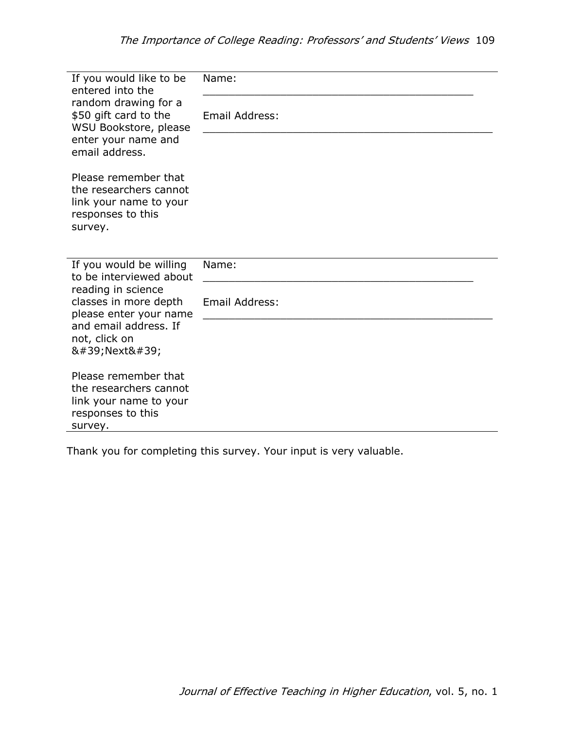| | |
|---|---|
| If you would like to be entered into the random drawing for a $50 gift card to the WSU Bookstore, please enter your name and email address.<br><br>Please remember that the researchers cannot link your name to your responses to this survey. | Name: ___________________________________________<br><br>Email Address: ___________________________________________ |
| If you would be willing to be interviewed about reading in science classes in more depth please enter your name and email address. If not, click on &#39;Next&#39;<br><br>Please remember that the researchers cannot link your name to your responses to this survey. | Name: ___________________________________________<br><br>Email Address: ___________________________________________ |

Thank you for completing this survey. Your input is very valuable.